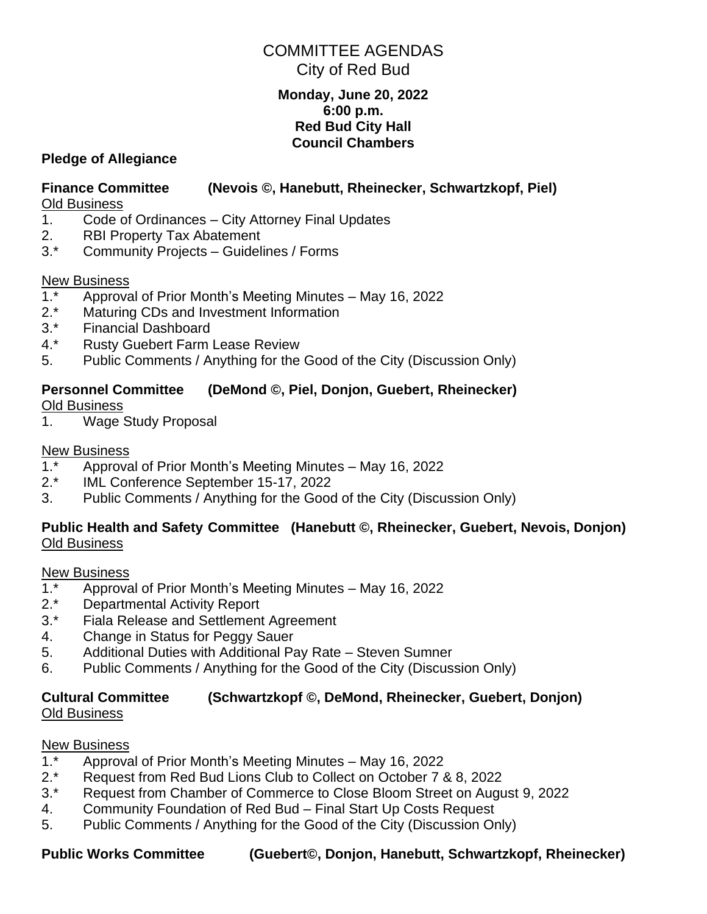# COMMITTEE AGENDAS
## City of Red Bud

**Monday, June 20, 2022**
**6:00 p.m.**
**Red Bud City Hall**
**Council Chambers**

**Pledge of Allegiance**

**Finance Committee (Nevois ©, Hanebutt, Rheinecker, Schwartzkopf, Piel)**

Old Business

1. Code of Ordinances – City Attorney Final Updates
2. RBI Property Tax Abatement
3.* Community Projects – Guidelines / Forms

New Business

1.* Approval of Prior Month's Meeting Minutes – May 16, 2022
2.* Maturing CDs and Investment Information
3.* Financial Dashboard
4.* Rusty Guebert Farm Lease Review
5. Public Comments / Anything for the Good of the City (Discussion Only)

**Personnel Committee (DeMond ©, Piel, Donjon, Guebert, Rheinecker)**

Old Business

1. Wage Study Proposal

New Business

1.* Approval of Prior Month's Meeting Minutes – May 16, 2022
2.* IML Conference September 15-17, 2022
3. Public Comments / Anything for the Good of the City (Discussion Only)

**Public Health and Safety Committee (Hanebutt ©, Rheinecker, Guebert, Nevois, Donjon)**

Old Business

New Business

1.* Approval of Prior Month's Meeting Minutes – May 16, 2022
2.* Departmental Activity Report
3.* Fiala Release and Settlement Agreement
4. Change in Status for Peggy Sauer
5. Additional Duties with Additional Pay Rate – Steven Sumner
6. Public Comments / Anything for the Good of the City (Discussion Only)

**Cultural Committee (Schwartzkopf ©, DeMond, Rheinecker, Guebert, Donjon)**

Old Business

New Business

1.* Approval of Prior Month's Meeting Minutes – May 16, 2022
2.* Request from Red Bud Lions Club to Collect on October 7 & 8, 2022
3.* Request from Chamber of Commerce to Close Bloom Street on August 9, 2022
4. Community Foundation of Red Bud – Final Start Up Costs Request
5. Public Comments / Anything for the Good of the City (Discussion Only)

**Public Works Committee (Guebert©, Donjon, Hanebutt, Schwartzkopf, Rheinecker)**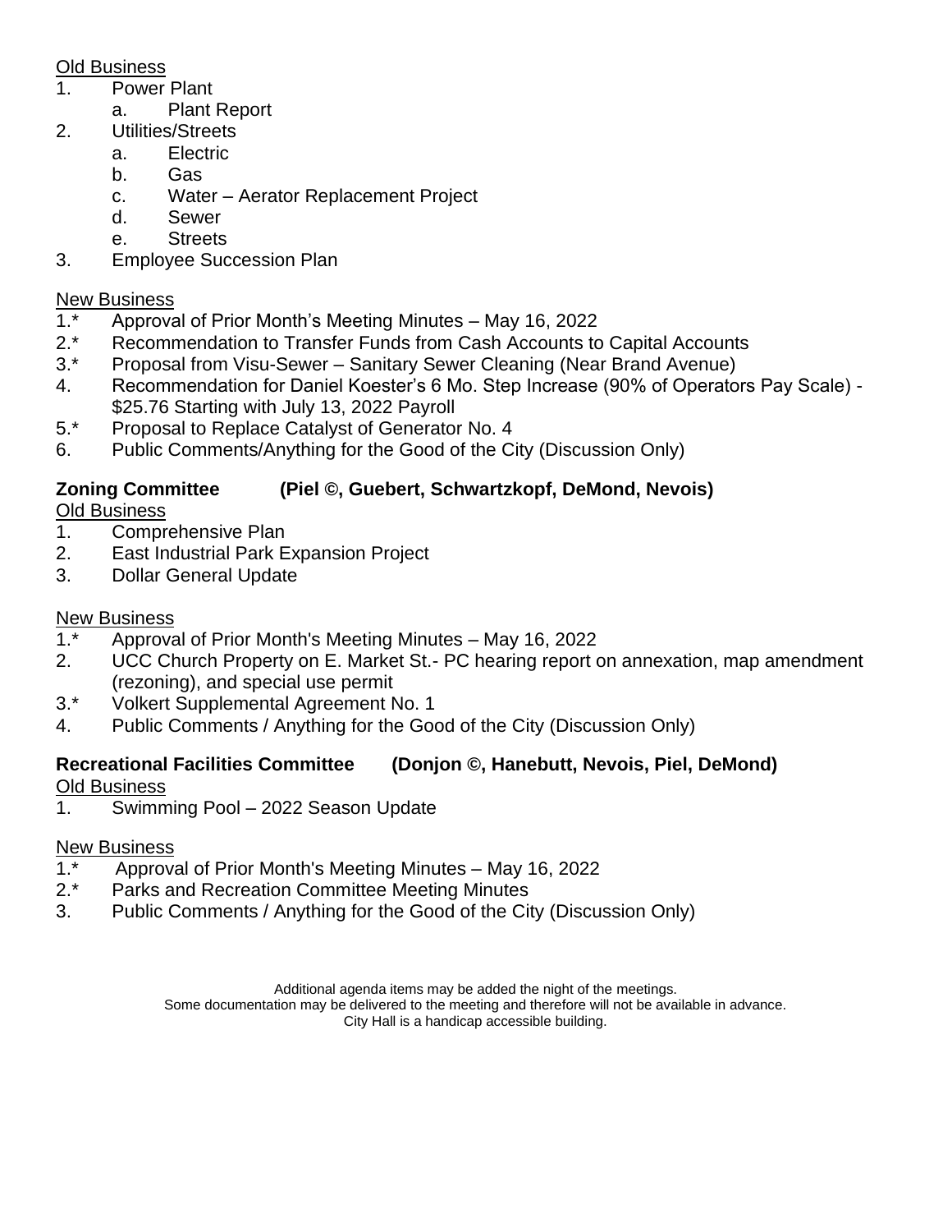Old Business

1. Power Plant
    a. Plant Report
2. Utilities/Streets
    a. Electric
    b. Gas
    c. Water – Aerator Replacement Project
    d. Sewer
    e. Streets
3. Employee Succession Plan

New Business

1.* Approval of Prior Month's Meeting Minutes – May 16, 2022
2.* Recommendation to Transfer Funds from Cash Accounts to Capital Accounts
3.* Proposal from Visu-Sewer – Sanitary Sewer Cleaning (Near Brand Avenue)
4. Recommendation for Daniel Koester's 6 Mo. Step Increase (90% of Operators Pay Scale) - $25.76 Starting with July 13, 2022 Payroll
5.* Proposal to Replace Catalyst of Generator No. 4
6. Public Comments/Anything for the Good of the City (Discussion Only)

**Zoning Committee (Piel ©, Guebert, Schwartzkopf, DeMond, Nevois)**

Old Business

1. Comprehensive Plan
2. East Industrial Park Expansion Project
3. Dollar General Update

New Business

1.* Approval of Prior Month's Meeting Minutes – May 16, 2022
2. UCC Church Property on E. Market St.- PC hearing report on annexation, map amendment (rezoning), and special use permit
3.* Volkert Supplemental Agreement No. 1
4. Public Comments / Anything for the Good of the City (Discussion Only)

**Recreational Facilities Committee (Donjon ©, Hanebutt, Nevois, Piel, DeMond)**

Old Business

1. Swimming Pool – 2022 Season Update

New Business

1.* Approval of Prior Month's Meeting Minutes – May 16, 2022
2.* Parks and Recreation Committee Meeting Minutes
3. Public Comments / Anything for the Good of the City (Discussion Only)

Additional agenda items may be added the night of the meetings.
Some documentation may be delivered to the meeting and therefore will not be available in advance.
City Hall is a handicap accessible building.